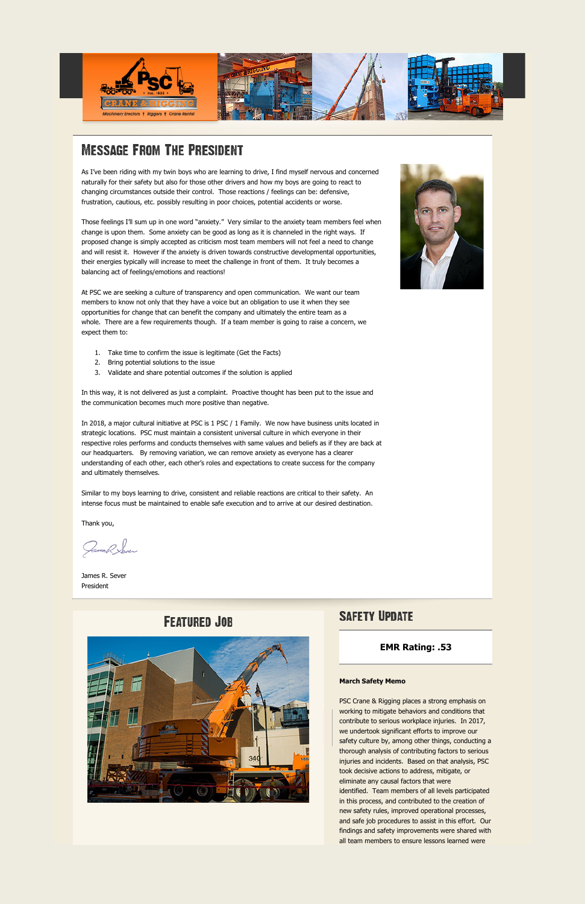PSC CRANE & RIGGING • Inc. 1933 • Machinery Erectors • Riggers • Crane Rental

## Message From The President

As I've been riding with my twin boys who are learning to drive, I find myself nervous and concerned naturally for their safety but also for those other drivers and how my boys are going to react to changing circumstances outside their control. Those reactions / feelings can be: defensive, frustration, cautious, etc. possibly resulting in poor choices, potential accidents or worse.

Those feelings I'll sum up in one word "anxiety." Very similar to the anxiety team members feel when change is upon them. Some anxiety can be good as long as it is channeled in the right ways. If proposed change is simply accepted as criticism most team members will not feel a need to change and will resist it. However if the anxiety is driven towards constructive developmental opportunities, their energies typically will increase to meet the challenge in front of them. It truly becomes a balancing act of feelings/emotions and reactions!

At PSC we are seeking a culture of transparency and open communication. We want our team members to know not only that they have a voice but an obligation to use it when they see opportunities for change that can benefit the company and ultimately the entire team as a whole. There are a few requirements though. If a team member is going to raise a concern, we expect them to:

1. Take time to confirm the issue is legitimate (Get the Facts)
2. Bring potential solutions to the issue
3. Validate and share potential outcomes if the solution is applied

In this way, it is not delivered as just a complaint. Proactive thought has been put to the issue and the communication becomes much more positive than negative.

In 2018, a major cultural initiative at PSC is 1 PSC / 1 Family. We now have business units located in strategic locations. PSC must maintain a consistent universal culture in which everyone in their respective roles performs and conducts themselves with same values and beliefs as if they are back at our headquarters. By removing variation, we can remove anxiety as everyone has a clearer understanding of each other, each other's roles and expectations to create success for the company and ultimately themselves.

Similar to my boys learning to drive, consistent and reliable reactions are critical to their safety. An intense focus must be maintained to enable safe execution and to arrive at our desired destination.

Thank you,

James R. Sever
President

## Featured Job

## Safety Update

**EMR Rating: .53**

**March Safety Memo**

PSC Crane & Rigging places a strong emphasis on working to mitigate behaviors and conditions that contribute to serious workplace injuries. In 2017, we undertook significant efforts to improve our safety culture by, among other things, conducting a thorough analysis of contributing factors to serious injuries and incidents. Based on that analysis, PSC took decisive actions to address, mitigate, or eliminate any causal factors that were identified. Team members of all levels participated in this process, and contributed to the creation of new safety rules, improved operational processes, and safe job procedures to assist in this effort. Our findings and safety improvements were shared with all team members to ensure lessons learned were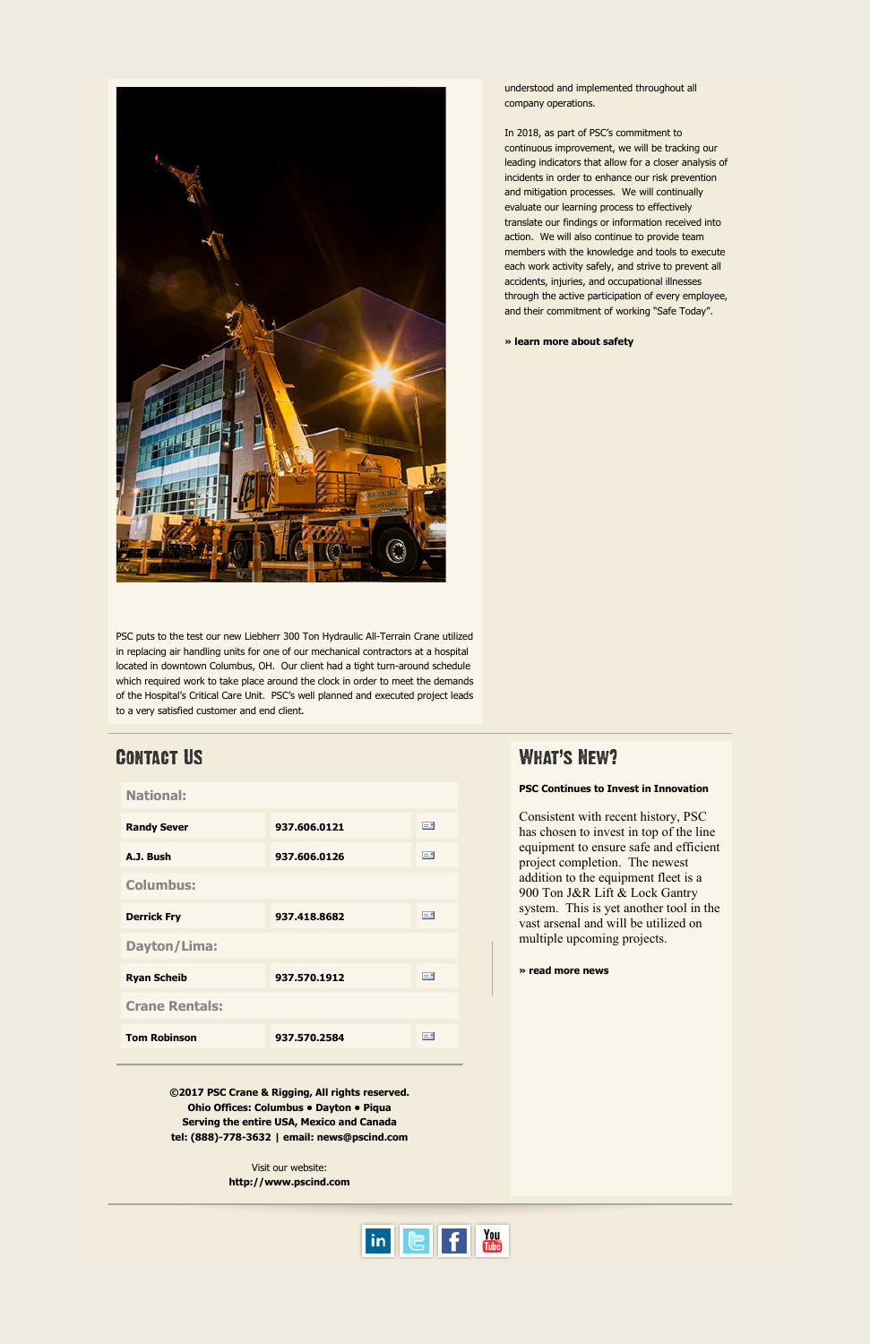understood and implemented throughout all company operations.

In 2018, as part of PSC's commitment to continuous improvement, we will be tracking our leading indicators that allow for a closer analysis of incidents in order to enhance our risk prevention and mitigation processes. We will continually evaluate our learning process to effectively translate our findings or information received into action. We will also continue to provide team members with the knowledge and tools to execute each work activity safely, and strive to prevent all accidents, injuries, and occupational illnesses through the active participation of every employee, and their commitment of working "Safe Today".

**» learn more about safety**

PSC puts to the test our new Liebherr 300 Ton Hydraulic All-Terrain Crane utilized in replacing air handling units for one of our mechanical contractors at a hospital located in downtown Columbus, OH. Our client had a tight turn-around schedule which required work to take place around the clock in order to meet the demands of the Hospital's Critical Care Unit. PSC's well planned and executed project leads to a very satisfied customer and end client.

## Contact Us

| | | |
|---|---|---|
| **National:** | | |
| **Randy Sever** | **937.606.0121** | |
| **A.J. Bush** | **937.606.0126** | |
| **Columbus:** | | |
| **Derrick Fry** | **937.418.8682** | |
| **Dayton/Lima:** | | |
| **Ryan Scheib** | **937.570.1912** | |
| **Crane Rentals:** | | |
| **Tom Robinson** | **937.570.2584** | |

**©2017 PSC Crane & Rigging, All rights reserved.**
**Ohio Offices: Columbus • Dayton • Piqua**
**Serving the entire USA, Mexico and Canada**
**tel: (888)-778-3632 | email: news@pscind.com**

Visit our website:
**http://www.pscind.com**

## What's New?

**PSC Continues to Invest in Innovation**

Consistent with recent history, PSC has chosen to invest in top of the line equipment to ensure safe and efficient project completion. The newest addition to the equipment fleet is a 900 Ton J&R Lift & Lock Gantry system. This is yet another tool in the vast arsenal and will be utilized on multiple upcoming projects.

**» read more news**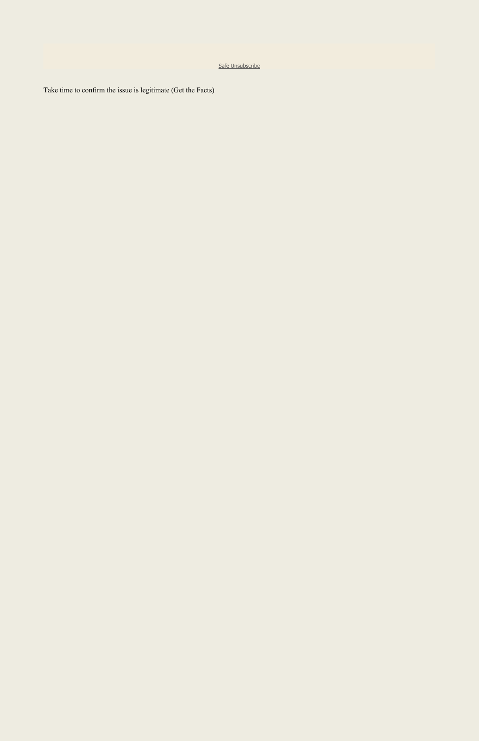Safe Unsubscribe

Take time to confirm the issue is legitimate (Get the Facts)